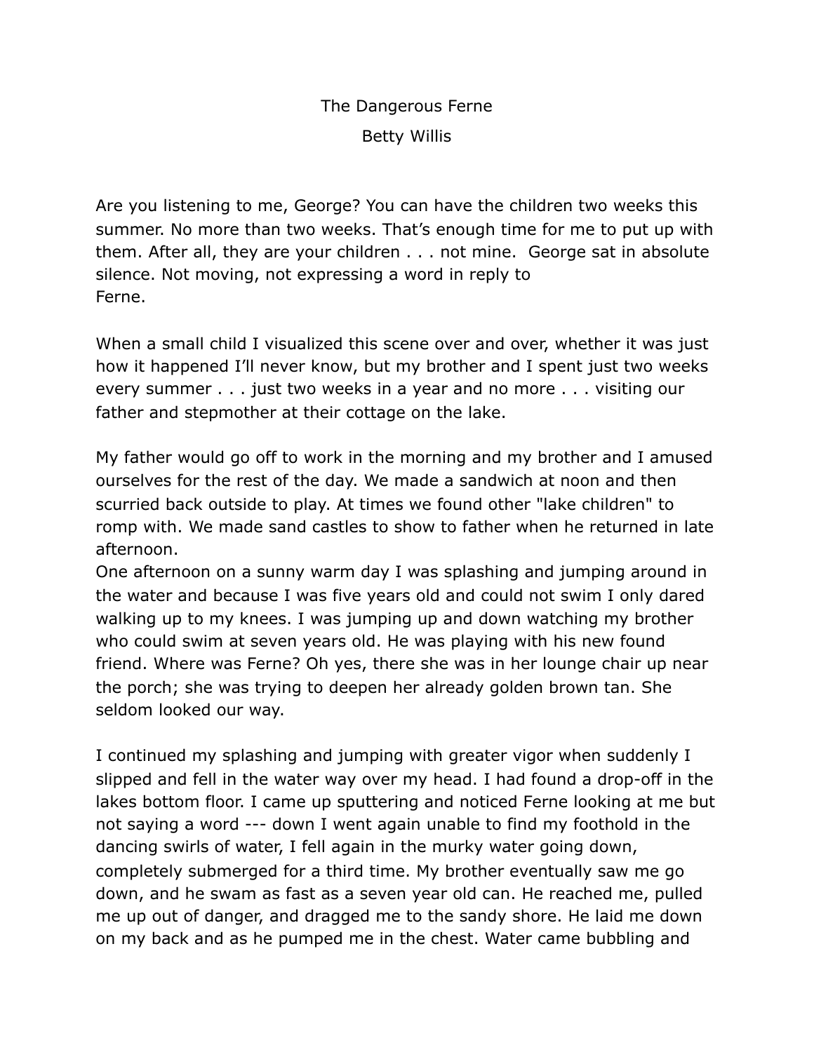# The Dangerous Ferne

Betty Willis

Are you listening to me, George? You can have the children two weeks this summer. No more than two weeks. That's enough time for me to put up with them. After all, they are your children . . . not mine. George sat in absolute silence. Not moving, not expressing a word in reply to Ferne.

When a small child I visualized this scene over and over, whether it was just how it happened I'll never know, but my brother and I spent just two weeks every summer . . . just two weeks in a year and no more . . . visiting our father and stepmother at their cottage on the lake.

My father would go off to work in the morning and my brother and I amused ourselves for the rest of the day. We made a sandwich at noon and then scurried back outside to play. At times we found other "lake children" to romp with. We made sand castles to show to father when he returned in late afternoon.

One afternoon on a sunny warm day I was splashing and jumping around in the water and because I was five years old and could not swim I only dared walking up to my knees. I was jumping up and down watching my brother who could swim at seven years old. He was playing with his new found friend. Where was Ferne? Oh yes, there she was in her lounge chair up near the porch; she was trying to deepen her already golden brown tan. She seldom looked our way.

I continued my splashing and jumping with greater vigor when suddenly I slipped and fell in the water way over my head. I had found a drop-off in the lakes bottom floor. I came up sputtering and noticed Ferne looking at me but not saying a word --- down I went again unable to find my foothold in the dancing swirls of water, I fell again in the murky water going down, completely submerged for a third time. My brother eventually saw me go down, and he swam as fast as a seven year old can. He reached me, pulled me up out of danger, and dragged me to the sandy shore. He laid me down on my back and as he pumped me in the chest. Water came bubbling and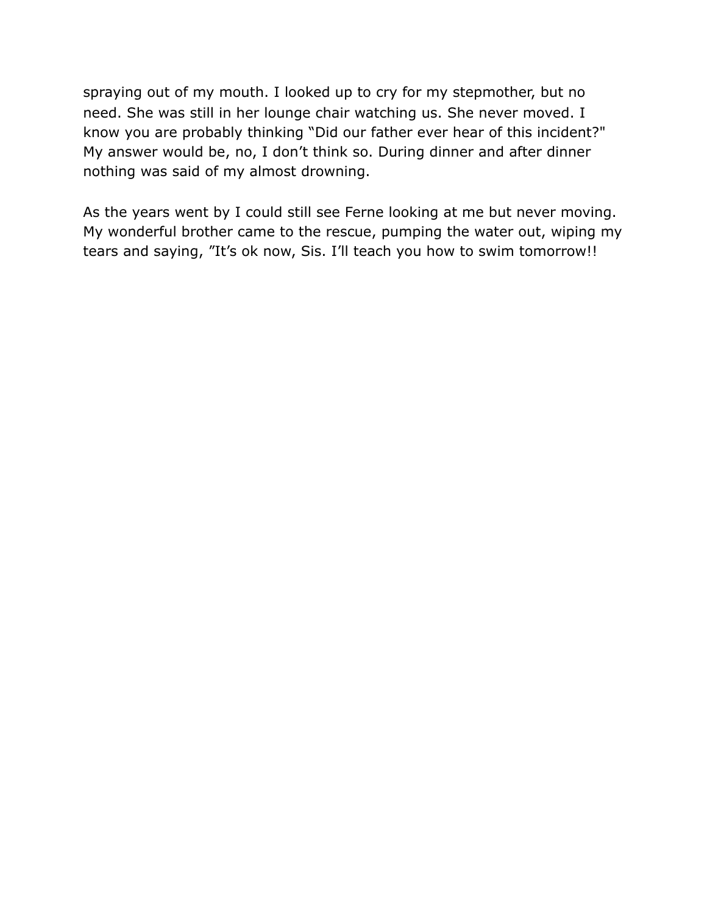spraying out of my mouth. I looked up to cry for my stepmother, but no need. She was still in her lounge chair watching us. She never moved. I know you are probably thinking “Did our father ever hear of this incident?" My answer would be, no, I don’t think so. During dinner and after dinner nothing was said of my almost drowning.

As the years went by I could still see Ferne looking at me but never moving. My wonderful brother came to the rescue, pumping the water out, wiping my tears and saying, ”It’s ok now, Sis. I’ll teach you how to swim tomorrow!!